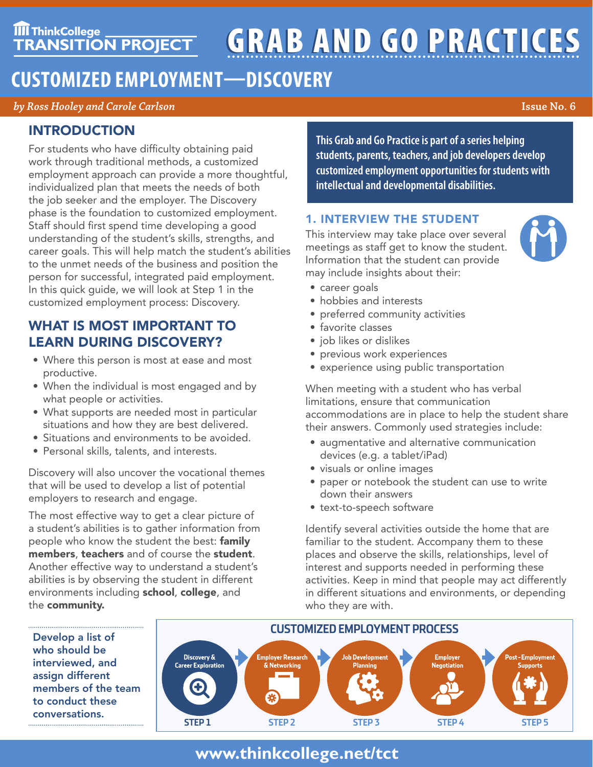ThinkCollege TRANSITION PROJECT

# GRAB AND GO PRACTICES

## CUSTOMIZED EMPLOYMENT—DISCOVERY

*by Ross Hooley and Carole Carlson*

Issue No. 6

## INTRODUCTION

For students who have difficulty obtaining paid work through traditional methods, a customized employment approach can provide a more thoughtful, individualized plan that meets the needs of both the job seeker and the employer. The Discovery phase is the foundation to customized employment. Staff should first spend time developing a good understanding of the student's skills, strengths, and career goals. This will help match the student's abilities to the unmet needs of the business and position the person for successful, integrated paid employment. In this quick guide, we will look at Step 1 in the customized employment process: Discovery.

## WHAT IS MOST IMPORTANT TO LEARN DURING DISCOVERY?

- Where this person is most at ease and most productive.
- When the individual is most engaged and by what people or activities.
- What supports are needed most in particular situations and how they are best delivered.
- Situations and environments to be avoided.
- Personal skills, talents, and interests.

Discovery will also uncover the vocational themes that will be used to develop a list of potential employers to research and engage.

The most effective way to get a clear picture of a student's abilities is to gather information from people who know the student the best: **family members**, **teachers** and of course the **student**. Another effective way to understand a student's abilities is by observing the student in different environments including **school**, **college**, and the **community.**

**This Grab and Go Practice is part of a series helping students, parents, teachers, and job developers develop customized employment opportunities for students with intellectual and developmental disabilities.**

### 1. INTERVIEW THE STUDENT

This interview may take place over several meetings as staff get to know the student. Information that the student can provide may include insights about their:

- career goals
- hobbies and interests
- preferred community activities
- favorite classes
- job likes or dislikes
- previous work experiences
- experience using public transportation

When meeting with a student who has verbal limitations, ensure that communication accommodations are in place to help the student share their answers. Commonly used strategies include:

- augmentative and alternative communication devices (e.g. a tablet/iPad)
- visuals or online images
- paper or notebook the student can use to write down their answers
- text-to-speech software

Identify several activities outside the home that are familiar to the student. Accompany them to these places and observe the skills, relationships, level of interest and supports needed in performing these activities. Keep in mind that people may act differently in different situations and environments, or depending who they are with.

**Develop a list of who should be interviewed, and assign different members of the team to conduct these conversations.**

### CUSTOMIZED EMPLOYMENT PROCESS

- STEP 1: Discovery & Career Exploration
- STEP 2: Employer Research & Networking
- STEP 3: Job Development Planning
- STEP 4: Employer Negotiation
- STEP 5: Post-Employment Supports

www.thinkcollege.net/tct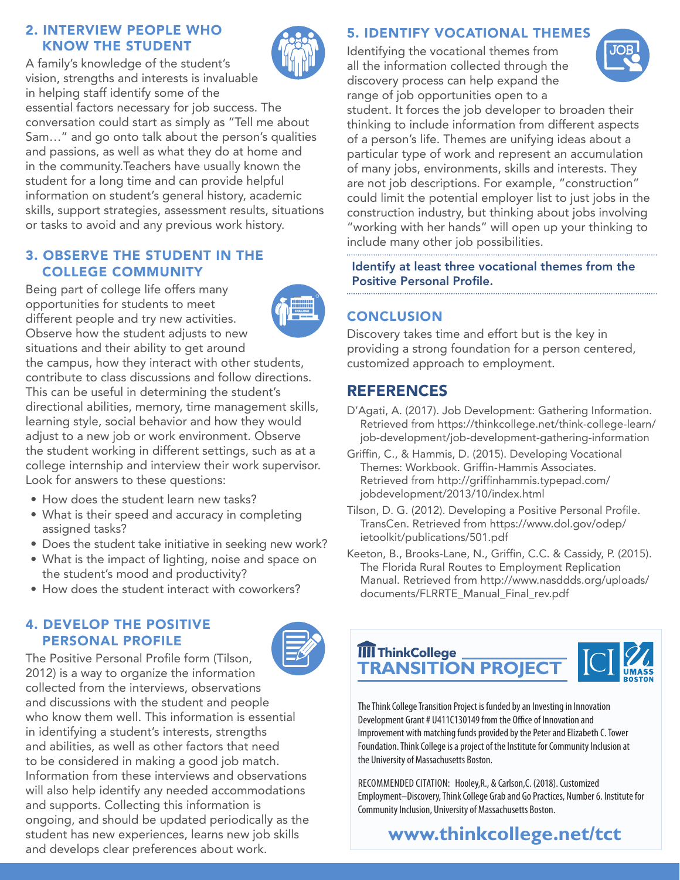## 2. INTERVIEW PEOPLE WHO KNOW THE STUDENT

A family's knowledge of the student's vision, strengths and interests is invaluable in helping staff identify some of the essential factors necessary for job success. The conversation could start as simply as "Tell me about Sam…" and go onto talk about the person's qualities and passions, as well as what they do at home and in the community.Teachers have usually known the student for a long time and can provide helpful information on student's general history, academic skills, support strategies, assessment results, situations or tasks to avoid and any previous work history.

## 3. OBSERVE THE STUDENT IN THE COLLEGE COMMUNITY

Being part of college life offers many opportunities for students to meet different people and try new activities. Observe how the student adjusts to new situations and their ability to get around the campus, how they interact with other students, contribute to class discussions and follow directions. This can be useful in determining the student's directional abilities, memory, time management skills, learning style, social behavior and how they would adjust to a new job or work environment. Observe the student working in different settings, such as at a college internship and interview their work supervisor. Look for answers to these questions:

- How does the student learn new tasks?
- What is their speed and accuracy in completing assigned tasks?
- Does the student take initiative in seeking new work?
- What is the impact of lighting, noise and space on the student's mood and productivity?
- How does the student interact with coworkers?

## 4. DEVELOP THE POSITIVE PERSONAL PROFILE

The Positive Personal Profile form (Tilson, 2012) is a way to organize the information collected from the interviews, observations and discussions with the student and people who know them well. This information is essential in identifying a student's interests, strengths and abilities, as well as other factors that need to be considered in making a good job match. Information from these interviews and observations will also help identify any needed accommodations and supports. Collecting this information is ongoing, and should be updated periodically as the student has new experiences, learns new job skills and develops clear preferences about work.

## 5. IDENTIFY VOCATIONAL THEMES

Identifying the vocational themes from all the information collected through the discovery process can help expand the range of job opportunities open to a student. It forces the job developer to broaden their thinking to include information from different aspects of a person's life. Themes are unifying ideas about a particular type of work and represent an accumulation of many jobs, environments, skills and interests. They are not job descriptions. For example, "construction" could limit the potential employer list to just jobs in the construction industry, but thinking about jobs involving "working with her hands" will open up your thinking to include many other job possibilities.

**Identify at least three vocational themes from the Positive Personal Profile.**

## CONCLUSION

Discovery takes time and effort but is the key in providing a strong foundation for a person centered, customized approach to employment.

## REFERENCES

D'Agati, A. (2017). Job Development: Gathering Information. Retrieved from https://thinkcollege.net/think-college-learn/job-development/job-development-gathering-information

Griffin, C., & Hammis, D. (2015). Developing Vocational Themes: Workbook. Griffin-Hammis Associates. Retrieved from http://griffinhammis.typepad.com/jobdevelopment/2013/10/index.html

Tilson, D. G. (2012). Developing a Positive Personal Profile. TransCen. Retrieved from https://www.dol.gov/odep/ietoolkit/publications/501.pdf

Keeton, B., Brooks-Lane, N., Griffin, C.C. & Cassidy, P. (2015). The Florida Rural Routes to Employment Replication Manual. Retrieved from http://www.nasddds.org/uploads/documents/FLRRTE_Manual_Final_rev.pdf

ThinkCollege TRANSITION PROJECT

ICI UMASS BOSTON

The Think College Transition Project is funded by an Investing in Innovation Development Grant # U411C130149 from the Office of Innovation and Improvement with matching funds provided by the Peter and Elizabeth C. Tower Foundation. Think College is a project of the Institute for Community Inclusion at the University of Massachusetts Boston.

RECOMMENDED CITATION: Hooley,R., & Carlson,C. (2018). Customized Employment–Discovery, Think College Grab and Go Practices, Number 6. Institute for Community Inclusion, University of Massachusetts Boston.

**www.thinkcollege.net/tct**